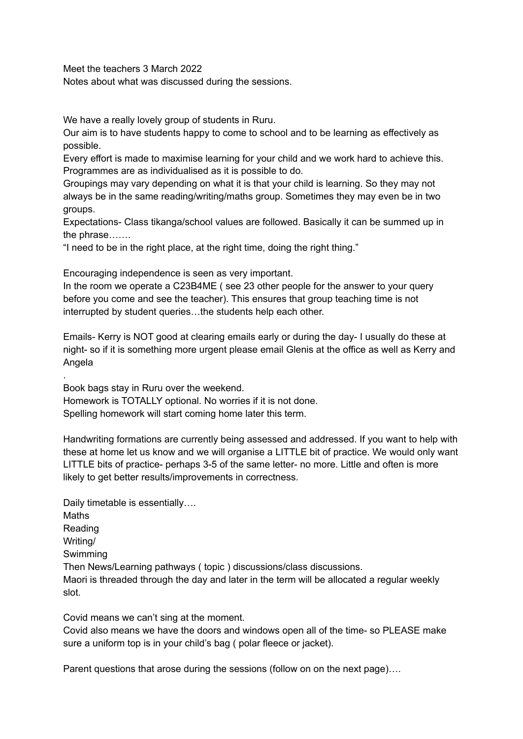Meet the teachers 3 March 2022
Notes about what was discussed during the sessions.

We have a really lovely group of students in Ruru.
Our aim is to have students happy to come to school and to be learning as effectively as possible.
Every effort is made to maximise learning for your child and we work hard to achieve this.
Programmes are as individualised as it is possible to do.
Groupings may vary depending on what it is that your child is learning. So they may not always be in the same reading/writing/maths group. Sometimes they may even be in two groups.
Expectations- Class tikanga/school values are followed. Basically it can be summed up in the phrase…….
"I need to be in the right place, at the right time, doing the right thing."

Encouraging independence is seen as very important.
In the room we operate a C23B4ME ( see 23 other people for the answer to your query before you come and see the teacher). This ensures that group teaching time is not interrupted by student queries…the students help each other.

Emails- Kerry is NOT good at clearing emails early or during the day- I usually do these at night- so if it is something more urgent please email Glenis at the office as well as Kerry and Angela

.
Book bags stay in Ruru over the weekend.
Homework is TOTALLY optional. No worries if it is not done.
Spelling homework will start coming home later this term.

Handwriting formations are currently being assessed and addressed. If you want to help with these at home let us know and we will organise a LITTLE bit of practice. We would only want LITTLE bits of practice- perhaps 3-5 of the same letter- no more. Little and often is more likely to get better results/improvements in correctness.

Daily timetable is essentially….
Maths
Reading
Writing/
Swimming
Then News/Learning pathways ( topic ) discussions/class discussions.
Maori is threaded through the day and later in the term will be allocated a regular weekly slot.

Covid means we can't sing at the moment.
Covid also means we have the doors and windows open all of the time- so PLEASE make sure a uniform top is in your child's bag ( polar fleece or jacket).

Parent questions that arose during the sessions (follow on on the next page)….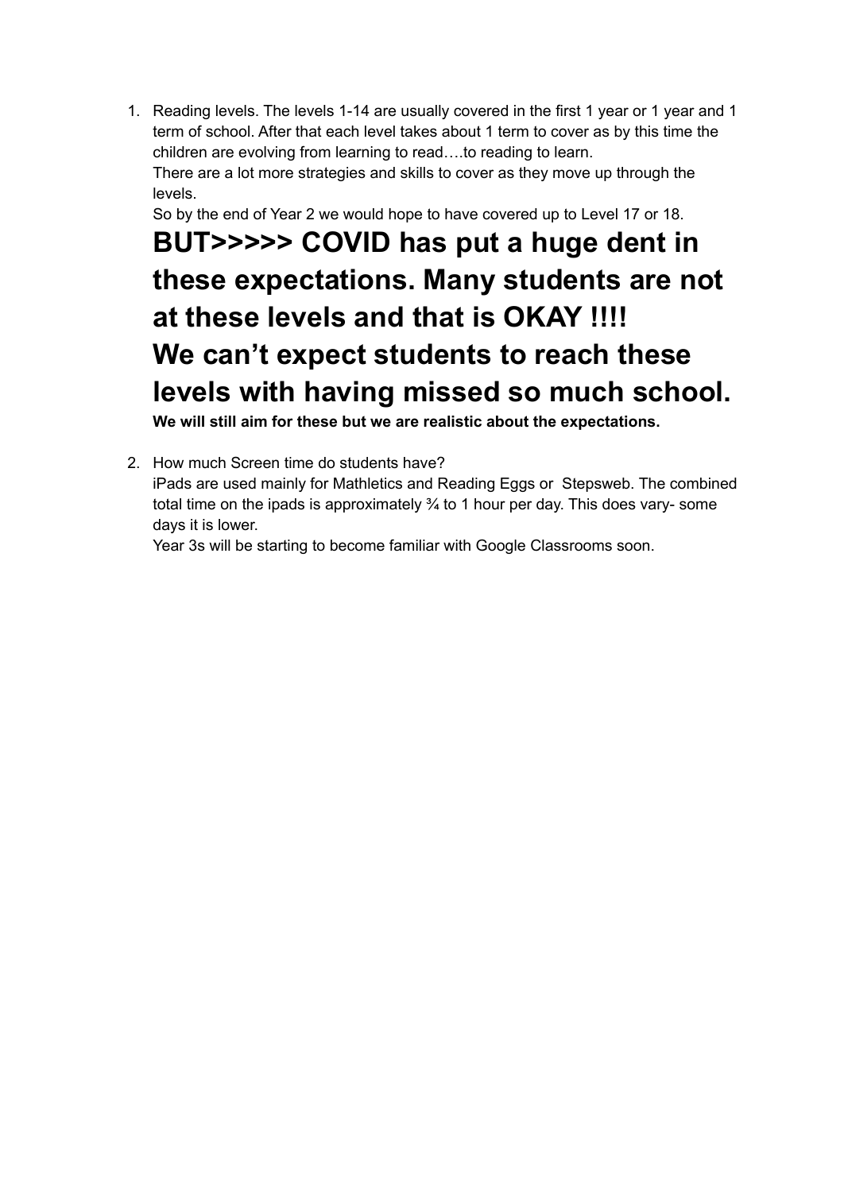1. Reading levels. The levels 1-14 are usually covered in the first 1 year or 1 year and 1 term of school. After that each level takes about 1 term to cover as by this time the children are evolving from learning to read….to reading to learn.
   There are a lot more strategies and skills to cover as they move up through the levels.
   So by the end of Year 2 we would hope to have covered up to Level 17 or 18.

   **BUT>>>>> COVID has put a huge dent in these expectations. Many students are not at these levels and that is OKAY !!!!**
   **We can't expect students to reach these levels with having missed so much school.**
   **We will still aim for these but we are realistic about the expectations.**

2. How much Screen time do students have?
   iPads are used mainly for Mathletics and Reading Eggs or Stepsweb. The combined total time on the ipads is approximately ¾ to 1 hour per day. This does vary- some days it is lower.
   Year 3s will be starting to become familiar with Google Classrooms soon.